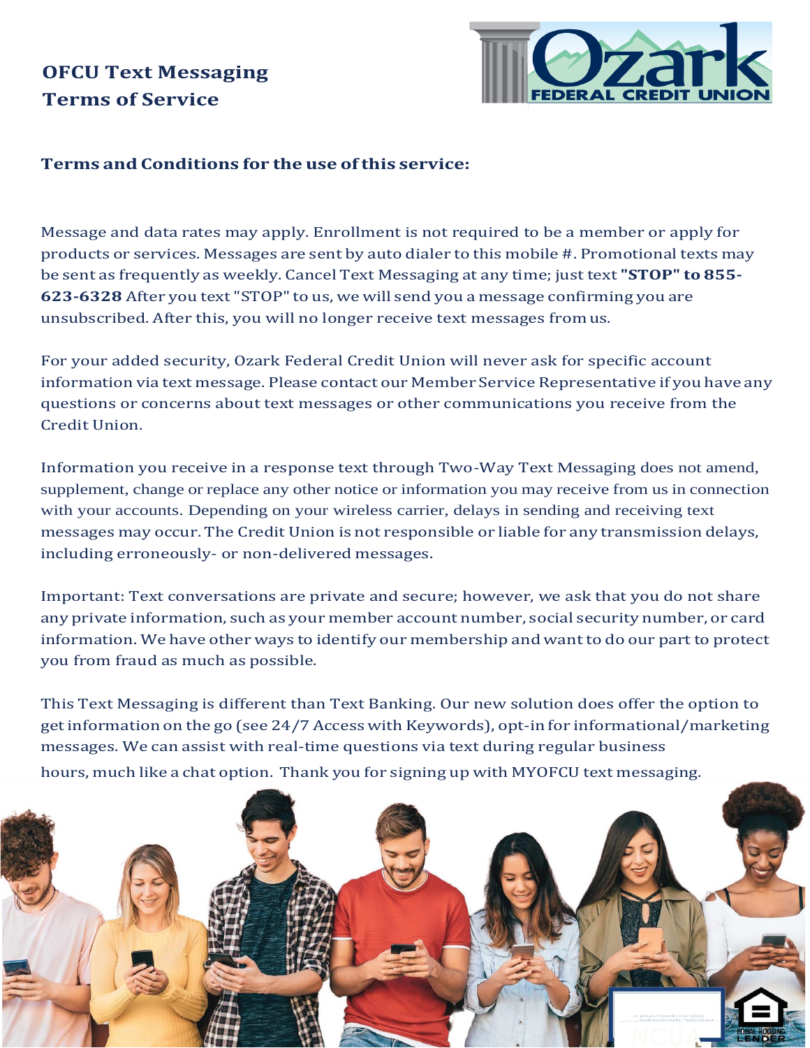# OFCU Text Messaging Terms of Service

### Terms and Conditions for the use of this service:

Message and data rates may apply. Enrollment is not required to be a member or apply for products or services. Messages are sent by auto dialer to this mobile #. Promotional texts may be sent as frequently as weekly. Cancel Text Messaging at any time; just text **"STOP" to 855-623-6328** After you text "STOP" to us, we will send you a message confirming you are unsubscribed. After this, you will no longer receive text messages from us.

For your added security, Ozark Federal Credit Union will never ask for specific account information via text message. Please contact our Member Service Representative if you have any questions or concerns about text messages or other communications you receive from the Credit Union.

Information you receive in a response text through Two-Way Text Messaging does not amend, supplement, change or replace any other notice or information you may receive from us in connection with your accounts. Depending on your wireless carrier, delays in sending and receiving text messages may occur. The Credit Union is not responsible or liable for any transmission delays, including erroneously- or non-delivered messages.

Important: Text conversations are private and secure; however, we ask that you do not share any private information, such as your member account number, social security number, or card information. We have other ways to identify our membership and want to do our part to protect you from fraud as much as possible.

This Text Messaging is different than Text Banking. Our new solution does offer the option to get information on the go (see 24/7 Access with Keywords), opt-in for informational/marketing messages. We can assist with real-time questions via text during regular business hours, much like a chat option. Thank you for signing up with MYOFCU text messaging.